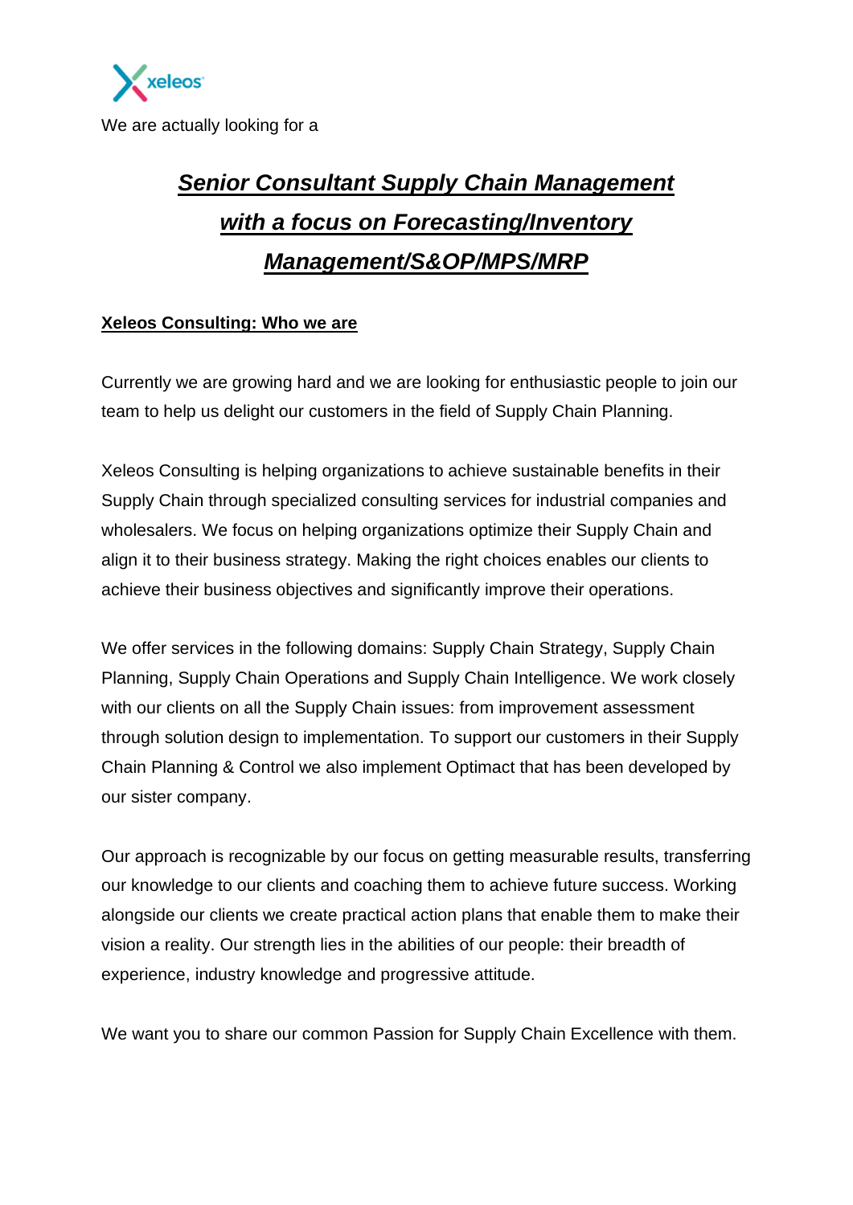xeleos

We are actually looking for a

# ***Senior Consultant Supply Chain Management with a focus on Forecasting/Inventory Management/S&OP/MPS/MRP***

## Xeleos Consulting: Who we are

Currently we are growing hard and we are looking for enthusiastic people to join our team to help us delight our customers in the field of Supply Chain Planning.

Xeleos Consulting is helping organizations to achieve sustainable benefits in their Supply Chain through specialized consulting services for industrial companies and wholesalers. We focus on helping organizations optimize their Supply Chain and align it to their business strategy. Making the right choices enables our clients to achieve their business objectives and significantly improve their operations.

We offer services in the following domains: Supply Chain Strategy, Supply Chain Planning, Supply Chain Operations and Supply Chain Intelligence. We work closely with our clients on all the Supply Chain issues: from improvement assessment through solution design to implementation. To support our customers in their Supply Chain Planning & Control we also implement Optimact that has been developed by our sister company.

Our approach is recognizable by our focus on getting measurable results, transferring our knowledge to our clients and coaching them to achieve future success. Working alongside our clients we create practical action plans that enable them to make their vision a reality. Our strength lies in the abilities of our people: their breadth of experience, industry knowledge and progressive attitude.

We want you to share our common Passion for Supply Chain Excellence with them.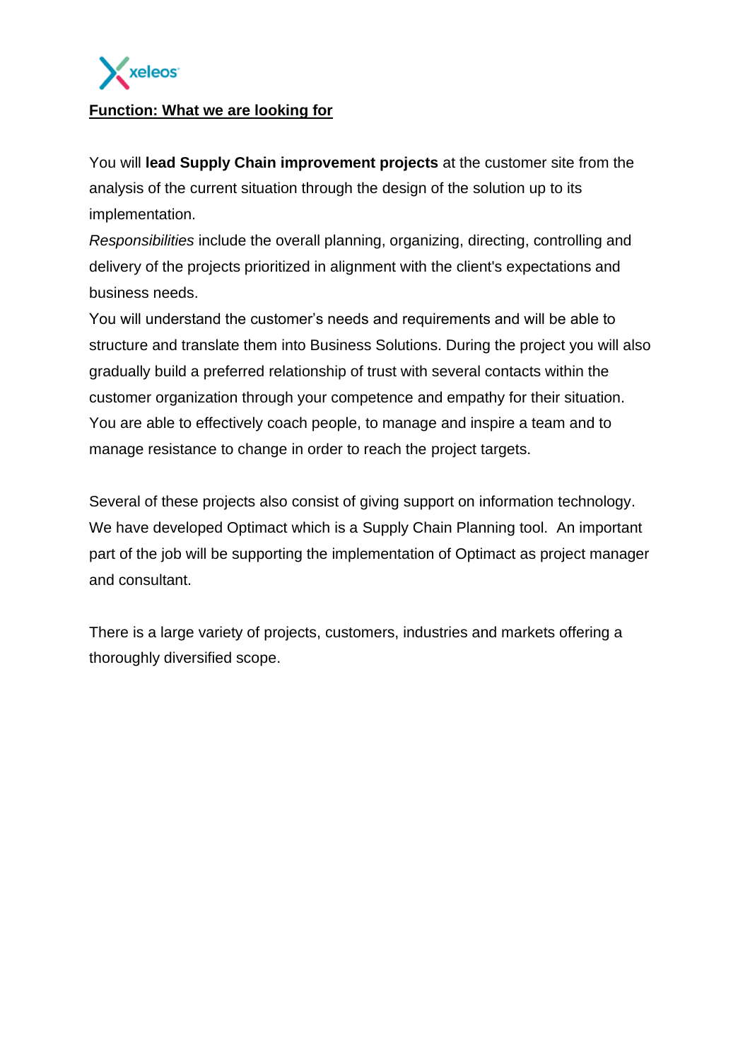**Function: What we are looking for**

You will **lead Supply Chain improvement projects** at the customer site from the analysis of the current situation through the design of the solution up to its implementation.

*Responsibilities* include the overall planning, organizing, directing, controlling and delivery of the projects prioritized in alignment with the client's expectations and business needs.

You will understand the customer's needs and requirements and will be able to structure and translate them into Business Solutions. During the project you will also gradually build a preferred relationship of trust with several contacts within the customer organization through your competence and empathy for their situation. You are able to effectively coach people, to manage and inspire a team and to manage resistance to change in order to reach the project targets.

Several of these projects also consist of giving support on information technology. We have developed Optimact which is a Supply Chain Planning tool. An important part of the job will be supporting the implementation of Optimact as project manager and consultant.

There is a large variety of projects, customers, industries and markets offering a thoroughly diversified scope.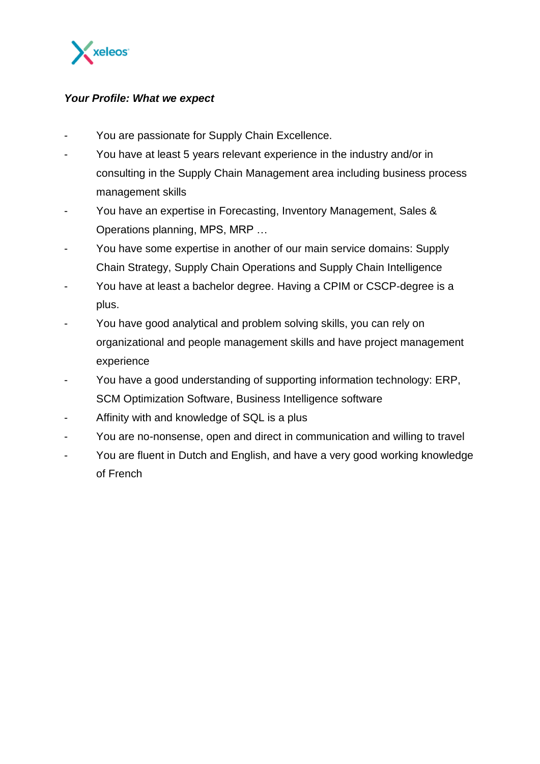***Your Profile: What we expect***

- You are passionate for Supply Chain Excellence.
- You have at least 5 years relevant experience in the industry and/or in consulting in the Supply Chain Management area including business process management skills
- You have an expertise in Forecasting, Inventory Management, Sales & Operations planning, MPS, MRP …
- You have some expertise in another of our main service domains: Supply Chain Strategy, Supply Chain Operations and Supply Chain Intelligence
- You have at least a bachelor degree. Having a CPIM or CSCP-degree is a plus.
- You have good analytical and problem solving skills, you can rely on organizational and people management skills and have project management experience
- You have a good understanding of supporting information technology: ERP, SCM Optimization Software, Business Intelligence software
- Affinity with and knowledge of SQL is a plus
- You are no-nonsense, open and direct in communication and willing to travel
- You are fluent in Dutch and English, and have a very good working knowledge of French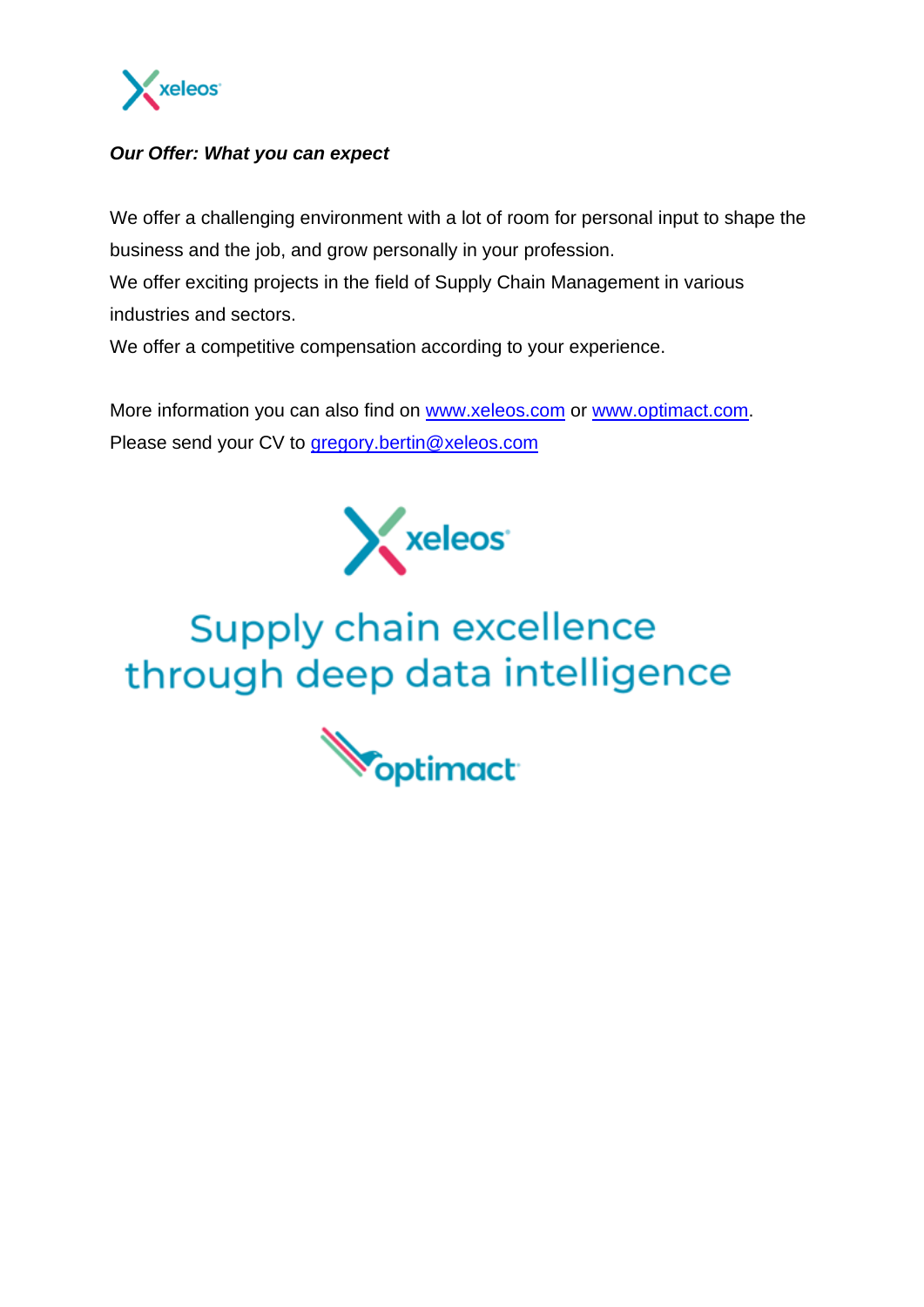*Our Offer: What you can expect*

We offer a challenging environment with a lot of room for personal input to shape the business and the job, and grow personally in your profession.
We offer exciting projects in the field of Supply Chain Management in various industries and sectors.
We offer a competitive compensation according to your experience.

More information you can also find on www.xeleos.com or www.optimact.com.
Please send your CV to gregory.bertin@xeleos.com

Supply chain excellence
through deep data intelligence